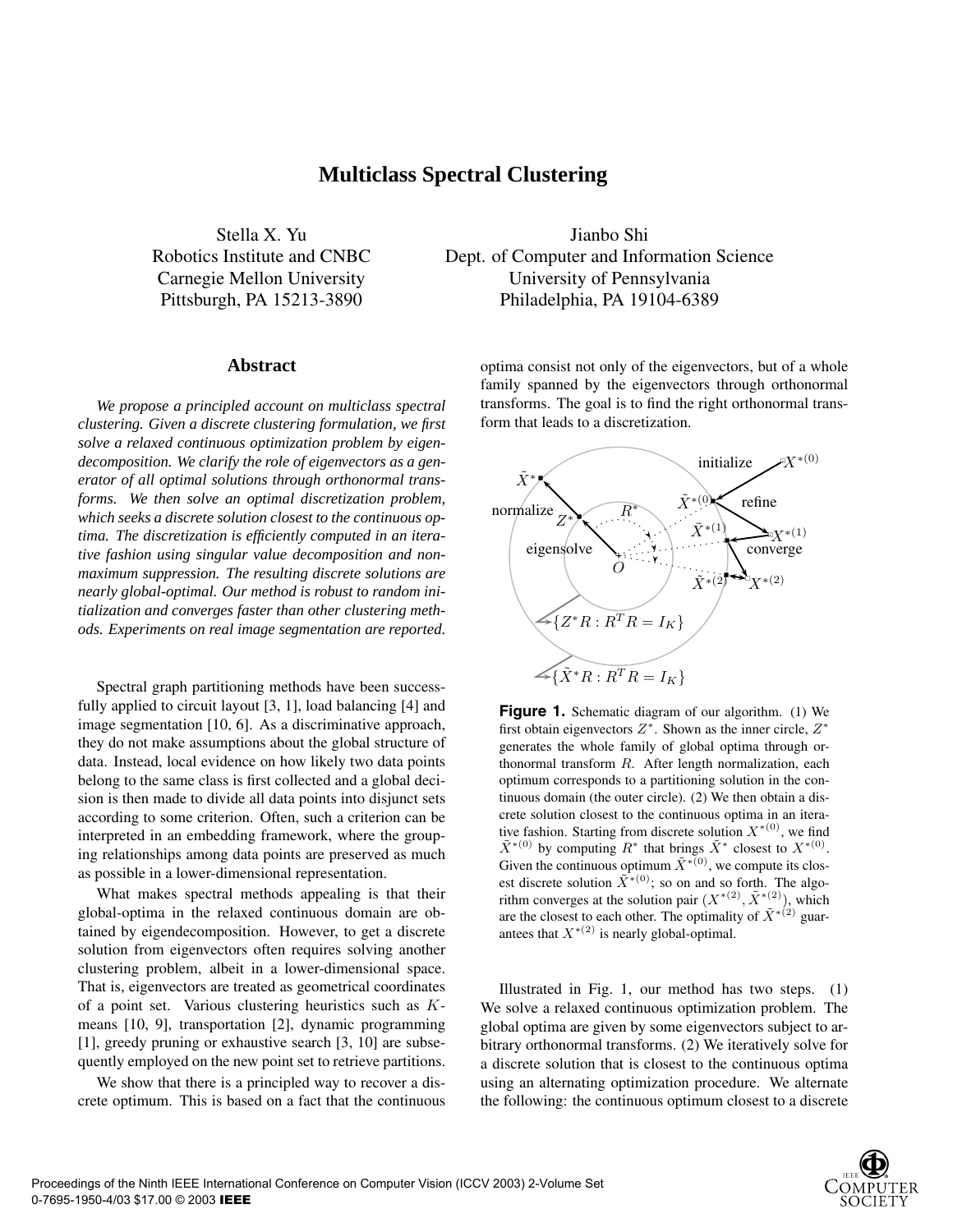# Multiclass Spectral Clustering

Stella X. Yu
Robotics Institute and CNBC
Carnegie Mellon University
Pittsburgh, PA 15213-3890

Jianbo Shi
Dept. of Computer and Information Science
University of Pennsylvania
Philadelphia, PA 19104-6389

## Abstract

*We propose a principled account on multiclass spectral clustering. Given a discrete clustering formulation, we first solve a relaxed continuous optimization problem by eigendecomposition. We clarify the role of eigenvectors as a generator of all optimal solutions through orthonormal transforms. We then solve an optimal discretization problem, which seeks a discrete solution closest to the continuous optima. The discretization is efficiently computed in an iterative fashion using singular value decomposition and nonmaximum suppression. The resulting discrete solutions are nearly global-optimal. Our method is robust to random initialization and converges faster than other clustering methods. Experiments on real image segmentation are reported.*

Spectral graph partitioning methods have been successfully applied to circuit layout [3, 1], load balancing [4] and image segmentation [10, 6]. As a discriminative approach, they do not make assumptions about the global structure of data. Instead, local evidence on how likely two data points belong to the same class is first collected and a global decision is then made to divide all data points into disjunct sets according to some criterion. Often, such a criterion can be interpreted in an embedding framework, where the grouping relationships among data points are preserved as much as possible in a lower-dimensional representation.

What makes spectral methods appealing is that their global-optima in the relaxed continuous domain are obtained by eigendecomposition. However, to get a discrete solution from eigenvectors often requires solving another clustering problem, albeit in a lower-dimensional space. That is, eigenvectors are treated as geometrical coordinates of a point set. Various clustering heuristics such as $K$-means [10, 9], transportation [2], dynamic programming [1], greedy pruning or exhaustive search [3, 10] are subsequently employed on the new point set to retrieve partitions.

We show that there is a principled way to recover a discrete optimum. This is based on a fact that the continuous optima consist not only of the eigenvectors, but of a whole family spanned by the eigenvectors through orthonormal transforms. The goal is to find the right orthonormal transform that leads to a discretization.

**Figure 1.** Schematic diagram of our algorithm. (1) We first obtain eigenvectors $Z^*$. Shown as the inner circle, $Z^*$ generates the whole family of global optima through orthonormal transform $R$. After length normalization, each optimum corresponds to a partitioning solution in the continuous domain (the outer circle). (2) We then obtain a discrete solution closest to the continuous optima in an iterative fashion. Starting from discrete solution $X^{*(0)}$, we find $\tilde{X}^{*(0)}$ by computing $R^*$ that brings $\tilde{X}^*$ closest to $X^{*(0)}$. Given the continuous optimum $\tilde{X}^{*(0)}$, we compute its closest discrete solution $\tilde{X}^{*(0)}$; so on and so forth. The algorithm converges at the solution pair $(X^{*(2)}, \tilde{X}^{*(2)})$, which are the closest to each other. The optimality of $\tilde{X}^{*(2)}$ guarantees that $X^{*(2)}$ is nearly global-optimal.

Illustrated in Fig. 1, our method has two steps. (1) We solve a relaxed continuous optimization problem. The global optima are given by some eigenvectors subject to arbitrary orthonormal transforms. (2) We iteratively solve for a discrete solution that is closest to the continuous optima using an alternating optimization procedure. We alternate the following: the continuous optimum closest to a discrete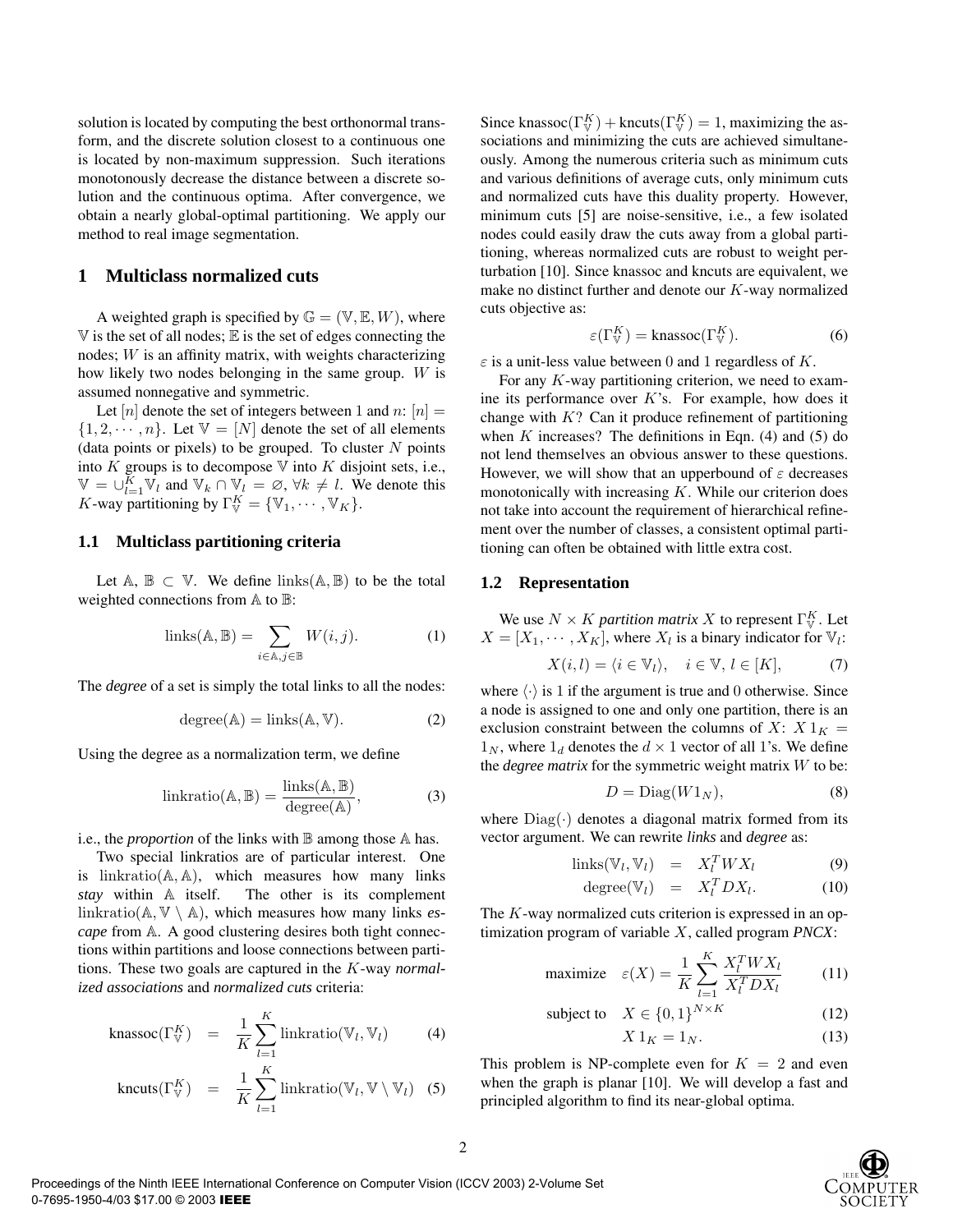solution is located by computing the best orthonormal transform, and the discrete solution closest to a continuous one is located by non-maximum suppression. Such iterations monotonously decrease the distance between a discrete solution and the continuous optima. After convergence, we obtain a nearly global-optimal partitioning. We apply our method to real image segmentation.

## 1 Multiclass normalized cuts

A weighted graph is specified by $\mathbb{G} = (\mathbb{V}, \mathbb{E}, W)$, where $\mathbb{V}$ is the set of all nodes; $\mathbb{E}$ is the set of edges connecting the nodes; $W$ is an affinity matrix, with weights characterizing how likely two nodes belonging in the same group. $W$ is assumed nonnegative and symmetric.

Let $[n]$ denote the set of integers between 1 and $n$: $[n] = \{1, 2, \cdots, n\}$. Let $\mathbb{V} = [N]$ denote the set of all elements (data points or pixels) to be grouped. To cluster $N$ points into $K$ groups is to decompose $\mathbb{V}$ into $K$ disjoint sets, i.e., $\mathbb{V} = \cup_{l=1}^{K} \mathbb{V}_l$ and $\mathbb{V}_k \cap \mathbb{V}_l = \varnothing$, $\forall k \neq l$. We denote this $K$-way partitioning by $\Gamma_{\mathbb{V}}^{K} = \{\mathbb{V}_1, \cdots, \mathbb{V}_K\}$.

### 1.1 Multiclass partitioning criteria

Let $\mathbb{A}$, $\mathbb{B} \subset \mathbb{V}$. We define $\text{links}(\mathbb{A}, \mathbb{B})$ to be the total weighted connections from $\mathbb{A}$ to $\mathbb{B}$:

$$\text{links}(\mathbb{A}, \mathbb{B}) = \sum_{i \in \mathbb{A}, j \in \mathbb{B}} W(i, j). \tag{1}$$

The *degree* of a set is simply the total links to all the nodes:

$$\text{degree}(\mathbb{A}) = \text{links}(\mathbb{A}, \mathbb{V}). \tag{2}$$

Using the degree as a normalization term, we define

$$\text{linkratio}(\mathbb{A}, \mathbb{B}) = \frac{\text{links}(\mathbb{A}, \mathbb{B})}{\text{degree}(\mathbb{A})}, \tag{3}$$

i.e., the *proportion* of the links with $\mathbb{B}$ among those $\mathbb{A}$ has.

Two special linkratios are of particular interest. One is $\text{linkratio}(\mathbb{A}, \mathbb{A})$, which measures how many links *stay* within $\mathbb{A}$ itself. The other is its complement $\text{linkratio}(\mathbb{A}, \mathbb{V} \setminus \mathbb{A})$, which measures how many links *escape* from $\mathbb{A}$. A good clustering desires both tight connections within partitions and loose connections between partitions. These two goals are captured in the $K$-way *normalized associations* and *normalized cuts* criteria:

$$\text{knassoc}(\Gamma_{\mathbb{V}}^{K}) = \frac{1}{K} \sum_{l=1}^{K} \text{linkratio}(\mathbb{V}_l, \mathbb{V}_l) \tag{4}$$

$$\text{kncuts}(\Gamma_{\mathbb{V}}^{K}) = \frac{1}{K} \sum_{l=1}^{K} \text{linkratio}(\mathbb{V}_l, \mathbb{V} \setminus \mathbb{V}_l) \tag{5}$$

Since $\text{knassoc}(\Gamma_{\mathbb{V}}^{K}) + \text{kncuts}(\Gamma_{\mathbb{V}}^{K}) = 1$, maximizing the associations and minimizing the cuts are achieved simultaneously. Among the numerous criteria such as minimum cuts and various definitions of average cuts, only minimum cuts and normalized cuts have this duality property. However, minimum cuts [5] are noise-sensitive, i.e., a few isolated nodes could easily draw the cuts away from a global partitioning, whereas normalized cuts are robust to weight perturbation [10]. Since knassoc and kncuts are equivalent, we make no distinct further and denote our $K$-way normalized cuts objective as:

$$\varepsilon(\Gamma_{\mathbb{V}}^{K}) = \text{knassoc}(\Gamma_{\mathbb{V}}^{K}). \tag{6}$$

$\varepsilon$ is a unit-less value between 0 and 1 regardless of $K$.

For any $K$-way partitioning criterion, we need to examine its performance over $K$'s. For example, how does it change with $K$? Can it produce refinement of partitioning when $K$ increases? The definitions in Eqn. (4) and (5) do not lend themselves an obvious answer to these questions. However, we will show that an upperbound of $\varepsilon$ decreases monotonically with increasing $K$. While our criterion does not take into account the requirement of hierarchical refinement over the number of classes, a consistent optimal partitioning can often be obtained with little extra cost.

### 1.2 Representation

We use $N \times K$ *partition matrix* $X$ to represent $\Gamma_{\mathbb{V}}^{K}$. Let $X = [X_1, \cdots, X_K]$, where $X_l$ is a binary indicator for $\mathbb{V}_l$:

$$X(i, l) = \langle i \in \mathbb{V}_l \rangle, \quad i \in \mathbb{V}, \, l \in [K], \tag{7}$$

where $\langle \cdot \rangle$ is 1 if the argument is true and 0 otherwise. Since a node is assigned to one and only one partition, there is an exclusion constraint between the columns of $X$: $X \, 1_K = 1_N$, where $1_d$ denotes the $d \times 1$ vector of all 1's. We define the *degree matrix* for the symmetric weight matrix $W$ to be:

$$D = \text{Diag}(W 1_N), \tag{8}$$

where $\text{Diag}(\cdot)$ denotes a diagonal matrix formed from its vector argument. We can rewrite *links* and *degree* as:

$$\text{links}(\mathbb{V}_l, \mathbb{V}_l) = X_l^T W X_l \tag{9}$$

$$\text{degree}(\mathbb{V}_l) = X_l^T D X_l. \tag{10}$$

The $K$-way normalized cuts criterion is expressed in an optimization program of variable $X$, called program *PNCX*:

$$\text{maximize} \quad \varepsilon(X) = \frac{1}{K} \sum_{l=1}^{K} \frac{X_l^T W X_l}{X_l^T D X_l} \tag{11}$$

$$\text{subject to} \quad X \in \{0, 1\}^{N \times K} \tag{12}$$

$$X \, 1_K = 1_N. \tag{13}$$

This problem is NP-complete even for $K = 2$ and even when the graph is planar [10]. We will develop a fast and principled algorithm to find its near-global optima.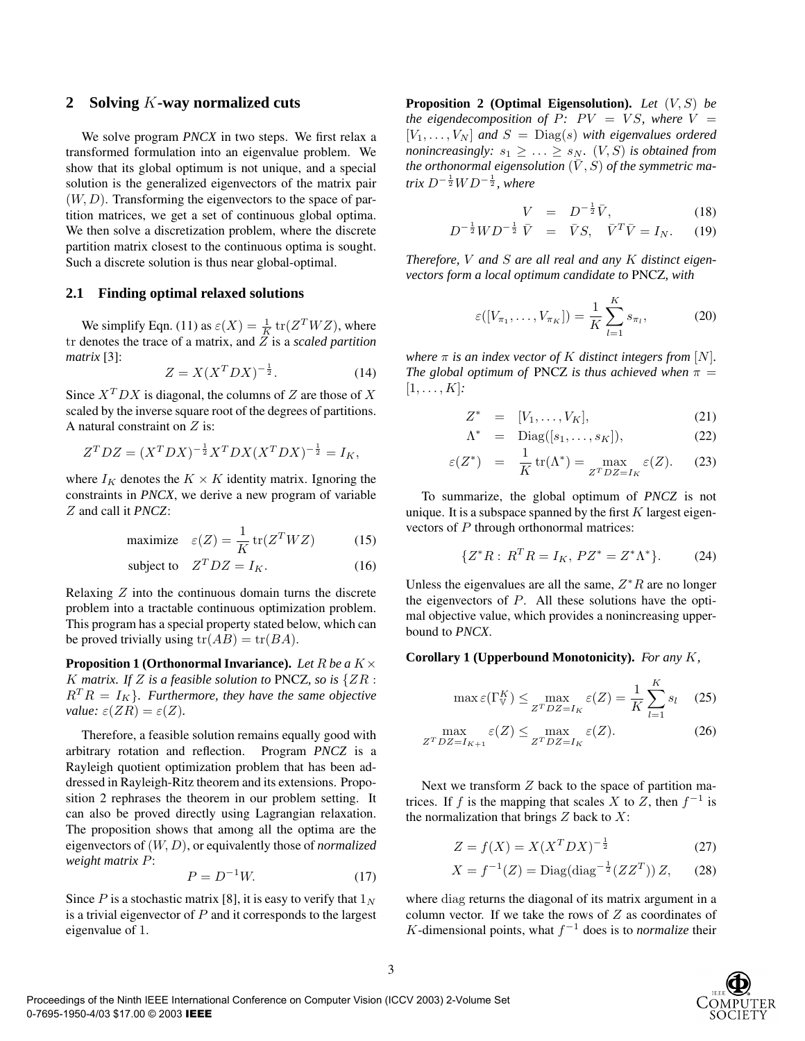## 2 Solving $K$-way normalized cuts

We solve program *PNCX* in two steps. We first relax a transformed formulation into an eigenvalue problem. We show that its global optimum is not unique, and a special solution is the generalized eigenvectors of the matrix pair $(W, D)$. Transforming the eigenvectors to the space of partition matrices, we get a set of continuous global optima. We then solve a discretization problem, where the discrete partition matrix closest to the continuous optima is sought. Such a discrete solution is thus near global-optimal.

### 2.1 Finding optimal relaxed solutions

We simplify Eqn. (11) as $\varepsilon(X) = \frac{1}{K}\operatorname{tr}(Z^T W Z)$, where $\operatorname{tr}$ denotes the trace of a matrix, and $Z$ is a *scaled partition matrix* [3]:

$$Z = X(X^T D X)^{-\frac{1}{2}}. \tag{14}$$

Since $X^T D X$ is diagonal, the columns of $Z$ are those of $X$ scaled by the inverse square root of the degrees of partitions. A natural constraint on $Z$ is:

$$Z^T D Z = (X^T D X)^{-\frac{1}{2}} X^T D X (X^T D X)^{-\frac{1}{2}} = I_K,$$

where $I_K$ denotes the $K \times K$ identity matrix. Ignoring the constraints in *PNCX*, we derive a new program of variable $Z$ and call it *PNCZ*:

$$\text{maximize} \quad \varepsilon(Z) = \frac{1}{K}\operatorname{tr}(Z^T W Z) \tag{15}$$

$$\text{subject to} \quad Z^T D Z = I_K. \tag{16}$$

Relaxing $Z$ into the continuous domain turns the discrete problem into a tractable continuous optimization problem. This program has a special property stated below, which can be proved trivially using $\operatorname{tr}(AB) = \operatorname{tr}(BA)$.

**Proposition 1 (Orthonormal Invariance).** *Let $R$ be a $K \times K$ matrix. If $Z$ is a feasible solution to* PNCZ*, so is $\{ZR : R^T R = I_K\}$. Furthermore, they have the same objective value: $\varepsilon(ZR) = \varepsilon(Z)$.*

Therefore, a feasible solution remains equally good with arbitrary rotation and reflection. Program *PNCZ* is a Rayleigh quotient optimization problem that has been addressed in Rayleigh-Ritz theorem and its extensions. Proposition 2 rephrases the theorem in our problem setting. It can also be proved directly using Lagrangian relaxation. The proposition shows that among all the optima are the eigenvectors of $(W, D)$, or equivalently those of *normalized weight matrix* $P$:

$$P = D^{-1} W. \tag{17}$$

Since $P$ is a stochastic matrix [8], it is easy to verify that $1_N$ is a trivial eigenvector of $P$ and it corresponds to the largest eigenvalue of 1.

**Proposition 2 (Optimal Eigensolution).** *Let $(V, S)$ be the eigendecomposition of $P$: $PV = VS$, where $V = [V_1, \ldots, V_N]$ and $S = \operatorname{Diag}(s)$ with eigenvalues ordered nonincreasingly: $s_1 \geq \ldots \geq s_N$. $(V, S)$ is obtained from the orthonormal eigensolution $(\bar{V}, S)$ of the symmetric matrix $D^{-\frac{1}{2}} W D^{-\frac{1}{2}}$, where*

$$V = D^{-\frac{1}{2}} \bar{V}, \tag{18}$$

$$D^{-\frac{1}{2}} W D^{-\frac{1}{2}} \bar{V} = \bar{V} S, \quad \bar{V}^T \bar{V} = I_N. \tag{19}$$

*Therefore, $V$ and $S$ are all real and any $K$ distinct eigenvectors form a local optimum candidate to* PNCZ*, with*

$$\varepsilon([V_{\pi_1}, \ldots, V_{\pi_K}]) = \frac{1}{K}\sum_{l=1}^{K} s_{\pi_l}, \tag{20}$$

*where $\pi$ is an index vector of $K$ distinct integers from $[N]$. The global optimum of* PNCZ *is thus achieved when $\pi = [1, \ldots, K]$:*

$$Z^* = [V_1, \ldots, V_K], \tag{21}$$

$$\Lambda^* = \operatorname{Diag}([s_1, \ldots, s_K]), \tag{22}$$

$$\varepsilon(Z^*) = \frac{1}{K}\operatorname{tr}(\Lambda^*) = \max_{Z^T D Z = I_K} \varepsilon(Z). \tag{23}$$

To summarize, the global optimum of *PNCZ* is not unique. It is a subspace spanned by the first $K$ largest eigenvectors of $P$ through orthonormal matrices:

$$\{Z^* R : R^T R = I_K, \; P Z^* = Z^* \Lambda^*\}. \tag{24}$$

Unless the eigenvalues are all the same, $Z^* R$ are no longer the eigenvectors of $P$. All these solutions have the optimal objective value, which provides a nonincreasing upperbound to *PNCX*.

**Corollary 1 (Upperbound Monotonicity).** *For any $K$,*

$$\max \varepsilon(\Gamma_{\mathbb{V}}^K) \leq \max_{Z^T D Z = I_K} \varepsilon(Z) = \frac{1}{K}\sum_{l=1}^{K} s_l \tag{25}$$

$$\max_{Z^T D Z = I_{K+1}} \varepsilon(Z) \leq \max_{Z^T D Z = I_K} \varepsilon(Z). \tag{26}$$

Next we transform $Z$ back to the space of partition matrices. If $f$ is the mapping that scales $X$ to $Z$, then $f^{-1}$ is the normalization that brings $Z$ back to $X$:

$$Z = f(X) = X(X^T D X)^{-\frac{1}{2}} \tag{27}$$

$$X = f^{-1}(Z) = \operatorname{Diag}(\operatorname{diag}^{-\frac{1}{2}}(Z Z^T))\, Z, \tag{28}$$

where $\operatorname{diag}$ returns the diagonal of its matrix argument in a column vector. If we take the rows of $Z$ as coordinates of $K$-dimensional points, what $f^{-1}$ does is to *normalize* their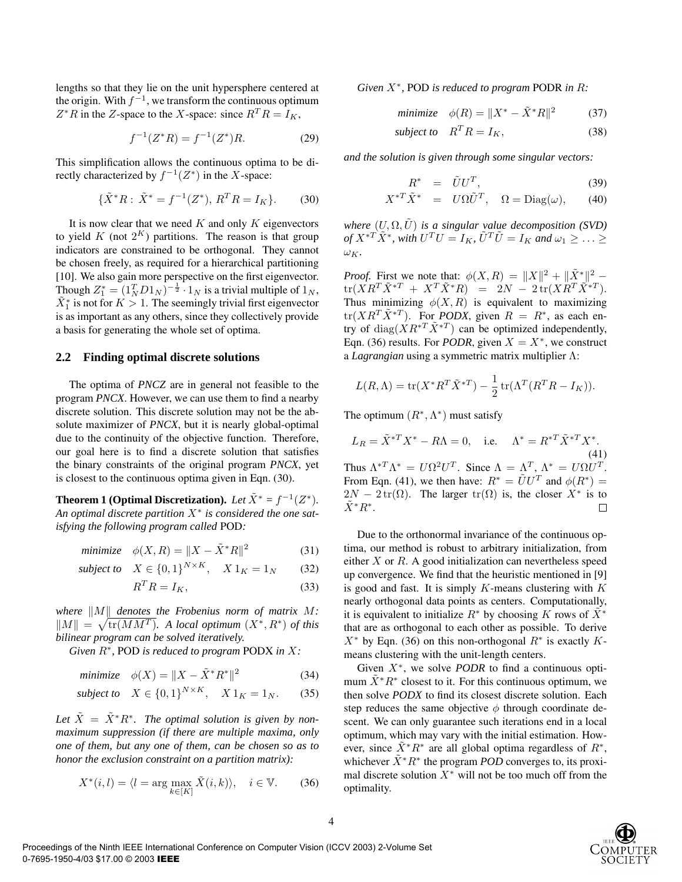lengths so that they lie on the unit hypersphere centered at the origin. With $f^{-1}$, we transform the continuous optimum $Z^*R$ in the $Z$-space to the $X$-space: since $R^TR = I_K$,

$$f^{-1}(Z^*R) = f^{-1}(Z^*)R. \tag{29}$$

This simplification allows the continuous optima to be directly characterized by $f^{-1}(Z^*)$ in the $X$-space:

$$\{\tilde{X}^*R : \tilde{X}^* = f^{-1}(Z^*),\ R^TR = I_K\}. \tag{30}$$

It is now clear that we need $K$ and only $K$ eigenvectors to yield $K$ (not $2^K$) partitions. The reason is that group indicators are constrained to be orthogonal. They cannot be chosen freely, as required for a hierarchical partitioning [10]. We also gain more perspective on the first eigenvector. Though $Z_1^* = (1_N^T D 1_N)^{-\frac{1}{2}} \cdot 1_N$ is a trivial multiple of $1_N$, $\tilde{X}_1^*$ is not for $K > 1$. The seemingly trivial first eigenvector is as important as any others, since they collectively provide a basis for generating the whole set of optima.

## 2.2 Finding optimal discrete solutions

The optima of *PNCZ* are in general not feasible to the program *PNCX*. However, we can use them to find a nearby discrete solution. This discrete solution may not be the absolute maximizer of *PNCX*, but it is nearly global-optimal due to the continuity of the objective function. Therefore, our goal here is to find a discrete solution that satisfies the binary constraints of the original program *PNCX*, yet is closest to the continuous optima given in Eqn. (30).

**Theorem 1 (Optimal Discretization).** *Let $\tilde{X}^* = f^{-1}(Z^*)$. An optimal discrete partition $X^*$ is considered the one satisfying the following program called* POD*:*

$$\text{minimize} \quad \phi(X, R) = \|X - \tilde{X}^*R\|^2 \tag{31}$$

$$\text{subject to} \quad X \in \{0,1\}^{N\times K}, \quad X\,1_K = 1_N \tag{32}$$

$$R^TR = I_K, \tag{33}$$

*where $\|M\|$ denotes the Frobenius norm of matrix $M$: $\|M\| = \sqrt{\text{tr}(MM^T)}$. A local optimum $(X^*, R^*)$ of this bilinear program can be solved iteratively.*

*Given $R^*$,* POD *is reduced to program* PODX *in $X$:*

$$\text{minimize} \quad \phi(X) = \|X - \tilde{X}^*R^*\|^2 \tag{34}$$

$$\text{subject to} \quad X \in \{0,1\}^{N\times K}, \quad X\,1_K = 1_N. \tag{35}$$

*Let $\tilde{X} = \tilde{X}^*R^*$. The optimal solution is given by non-maximum suppression (if there are multiple maxima, only one of them, but any one of them, can be chosen so as to honor the exclusion constraint on a partition matrix):*

$$X^*(i,l) = \langle l = \arg\max_{k\in[K]} \tilde{X}(i,k)\rangle, \quad i \in \mathbb{V}. \tag{36}$$

*Given $X^*$,* POD *is reduced to program* PODR *in $R$:*

$$\text{minimize} \quad \phi(R) = \|X^* - \tilde{X}^*R\|^2 \tag{37}$$

$$\text{subject to} \quad R^TR = I_K, \tag{38}$$

*and the solution is given through some singular vectors:*

$$R^* = \tilde{U}U^T, \tag{39}$$

$$X^{*T}\tilde{X}^* = U\Omega\tilde{U}^T, \quad \Omega = \text{Diag}(\omega), \tag{40}$$

*where $(U, \Omega, \tilde{U})$ is a singular value decomposition (SVD) of $X^{*T}\tilde{X}^*$, with $U^TU = I_K$, $\tilde{U}^T\tilde{U} = I_K$ and $\omega_1 \geq \ldots \geq \omega_K$.*

*Proof.* First we note that: $\phi(X, R) = \|X\|^2 + \|\tilde{X}^*\|^2 - \text{tr}(XR^T\tilde{X}^{*T} + X^T\tilde{X}^*R) = 2N - 2\,\text{tr}(XR^T\tilde{X}^{*T})$. Thus minimizing $\phi(X, R)$ is equivalent to maximizing $\text{tr}(XR^T\tilde{X}^{*T})$. For *PODX*, given $R = R^*$, as each entry of $\text{diag}(XR^{*T}\tilde{X}^{*T})$ can be optimized independently, Eqn. (36) results. For *PODR*, given $X = X^*$, we construct a *Lagrangian* using a symmetric matrix multiplier $\Lambda$:

$$L(R, \Lambda) = \text{tr}(X^*R^T\tilde{X}^{*T}) - \frac{1}{2}\,\text{tr}(\Lambda^T(R^TR - I_K)).$$

The optimum $(R^*, \Lambda^*)$ must satisfy

$$L_R = \tilde{X}^{*T}X^* - R\Lambda = 0, \quad \text{i.e.} \quad \Lambda^* = R^{*T}\tilde{X}^{*T}X^*. \tag{41}$$

Thus $\Lambda^{*T}\Lambda^* = U\Omega^2U^T$. Since $\Lambda = \Lambda^T$, $\Lambda^* = U\Omega U^T$. From Eqn. (41), we then have: $R^* = \tilde{U}U^T$ and $\phi(R^*) = 2N - 2\,\text{tr}(\Omega)$. The larger $\text{tr}(\Omega)$ is, the closer $X^*$ is to $\tilde{X}^*R^*$. □

Due to the orthonormal invariance of the continuous optima, our method is robust to arbitrary initialization, from either $X$ or $R$. A good initialization can nevertheless speed up convergence. We find that the heuristic mentioned in [9] is good and fast. It is simply $K$-means clustering with $K$ nearly orthogonal data points as centers. Computationally, it is equivalent to initialize $R^*$ by choosing $K$ rows of $\tilde{X}^*$ that are as orthogonal to each other as possible. To derive $X^*$ by Eqn. (36) on this non-orthogonal $R^*$ is exactly $K$-means clustering with the unit-length centers.

Given $X^*$, we solve *PODR* to find a continuous optimum $\tilde{X}^*R^*$ closest to it. For this continuous optimum, we then solve *PODX* to find its closest discrete solution. Each step reduces the same objective $\phi$ through coordinate descent. We can only guarantee such iterations end in a local optimum, which may vary with the initial estimation. However, since $\tilde{X}^*R^*$ are all global optima regardless of $R^*$, whichever $\tilde{X}^*R^*$ the program *POD* converges to, its proximal discrete solution $X^*$ will not be too much off from the optimality.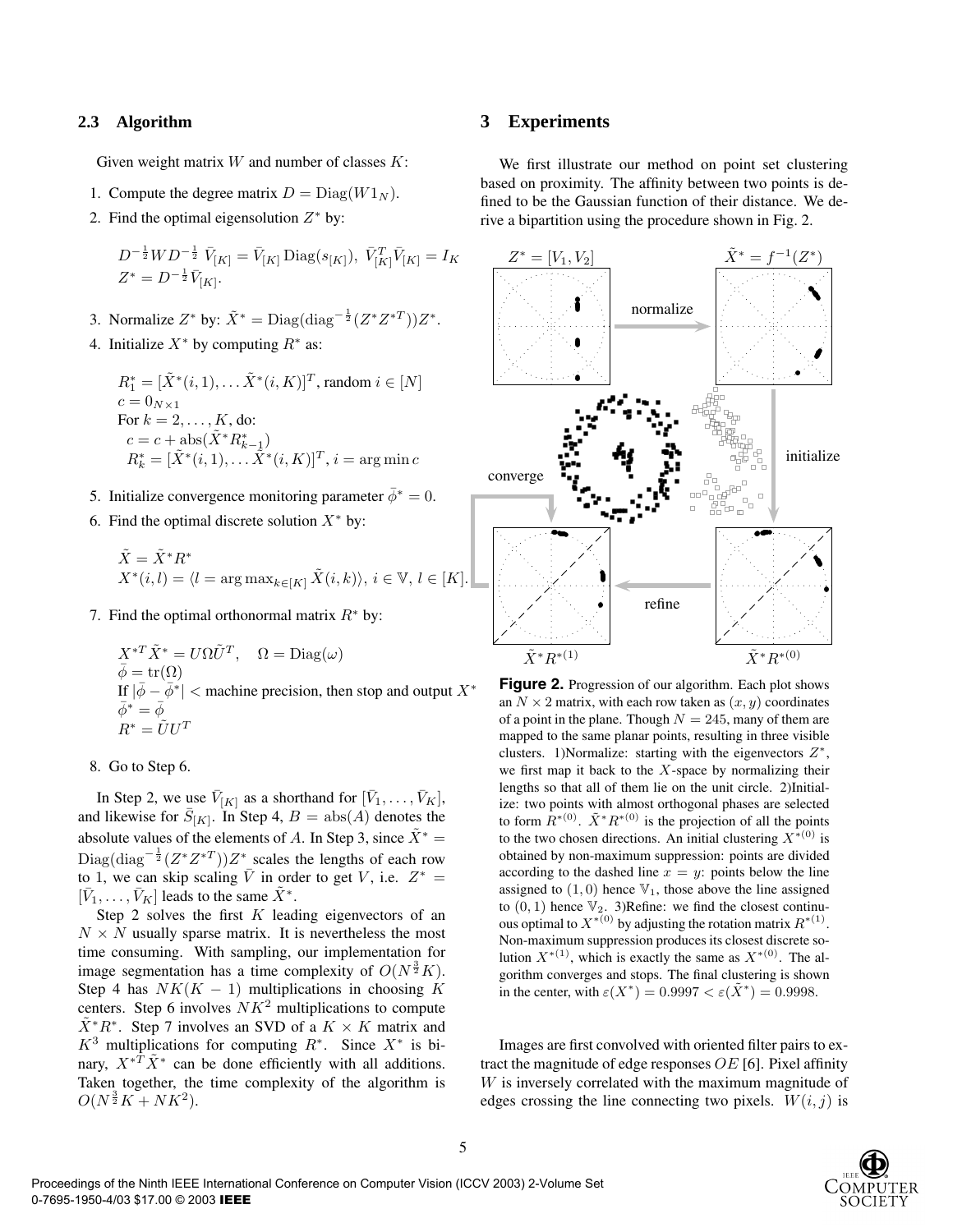### 2.3 Algorithm

Given weight matrix $W$ and number of classes $K$:

1. Compute the degree matrix $D = \text{Diag}(W 1_N)$.
2. Find the optimal eigensolution $Z^*$ by:

$$D^{-\frac{1}{2}} W D^{-\frac{1}{2}}\ \bar{V}_{[K]} = \bar{V}_{[K]}\, \text{Diag}(s_{[K]}),\ \bar{V}_{[K]}^T \bar{V}_{[K]} = I_K$$
$$Z^* = D^{-\frac{1}{2}} \bar{V}_{[K]}.$$

3. Normalize $Z^*$ by: $\tilde{X}^* = \text{Diag}(\text{diag}^{-\frac{1}{2}}(Z^* Z^{*T}))Z^*$.
4. Initialize $X^*$ by computing $R^*$ as:

$$R_1^* = [\tilde{X}^*(i,1), \dots \tilde{X}^*(i,K)]^T, \text{random } i \in [N]$$
$$c = 0_{N \times 1}$$
For $k = 2, \dots, K$, do:
$$c = c + \text{abs}(\tilde{X}^* R_{k-1}^*)$$
$$R_k^* = [\tilde{X}^*(i,1), \dots \tilde{X}^*(i,K)]^T,\ i = \arg\min c$$

5. Initialize convergence monitoring parameter $\bar{\phi}^* = 0$.
6. Find the optimal discrete solution $X^*$ by:

$$\tilde{X} = \tilde{X}^* R^*$$
$$X^*(i,l) = \langle l = \arg\max_{k \in [K]} \tilde{X}(i,k)\rangle,\ i \in \mathbb{V},\ l \in [K].$$

7. Find the optimal orthonormal matrix $R^*$ by:

$$X^{*T} \tilde{X}^* = U \Omega \tilde{U}^T, \quad \Omega = \text{Diag}(\omega)$$
$$\bar{\phi} = \text{tr}(\Omega)$$
If $|\bar{\phi} - \bar{\phi}^*| <$ machine precision, then stop and output $X^*$
$$\bar{\phi}^* = \bar{\phi}$$
$$R^* = \tilde{U} U^T$$

8. Go to Step 6.

In Step 2, we use $\bar{V}_{[K]}$ as a shorthand for $[\bar{V}_1, \dots, \bar{V}_K]$, and likewise for $\bar{S}_{[K]}$. In Step 4, $B = \text{abs}(A)$ denotes the absolute values of the elements of $A$. In Step 3, since $\tilde{X}^* = \text{Diag}(\text{diag}^{-\frac{1}{2}}(Z^* Z^{*T}))Z^*$ scales the lengths of each row to 1, we can skip scaling $\bar{V}$ in order to get $V$, i.e. $Z^* = [\bar{V}_1, \dots, \bar{V}_K]$ leads to the same $\tilde{X}^*$.

Step 2 solves the first $K$ leading eigenvectors of an $N \times N$ usually sparse matrix. It is nevertheless the most time consuming. With sampling, our implementation for image segmentation has a time complexity of $O(N^{\frac{3}{2}} K)$. Step 4 has $NK(K-1)$ multiplications in choosing $K$ centers. Step 6 involves $NK^2$ multiplications to compute $\tilde{X}^* R^*$. Step 7 involves an SVD of a $K \times K$ matrix and $K^3$ multiplications for computing $R^*$. Since $X^*$ is binary, $X^{*T}\tilde{X}^*$ can be done efficiently with all additions. Taken together, the time complexity of the algorithm is $O(N^{\frac{3}{2}} K + NK^2)$.

## 3 Experiments

We first illustrate our method on point set clustering based on proximity. The affinity between two points is defined to be the Gaussian function of their distance. We derive a bipartition using the procedure shown in Fig. 2.

**Figure 2.** Progression of our algorithm. Each plot shows an $N \times 2$ matrix, with each row taken as $(x, y)$ coordinates of a point in the plane. Though $N = 245$, many of them are mapped to the same planar points, resulting in three visible clusters. 1)Normalize: starting with the eigenvectors $Z^*$, we first map it back to the $X$-space by normalizing their lengths so that all of them lie on the unit circle. 2)Initialize: two points with almost orthogonal phases are selected to form $R^{*(0)}$. $\tilde{X}^* R^{*(0)}$ is the projection of all the points to the two chosen directions. An initial clustering $X^{*(0)}$ is obtained by non-maximum suppression: points are divided according to the dashed line $x = y$: points below the line assigned to $(1, 0)$ hence $\mathbb{V}_1$, those above the line assigned to $(0, 1)$ hence $\mathbb{V}_2$. 3)Refine: we find the closest continuous optimal to $X^{*(0)}$ by adjusting the rotation matrix $R^{*(1)}$. Non-maximum suppression produces its closest discrete solution $X^{*(1)}$, which is exactly the same as $X^{*(0)}$. The algorithm converges and stops. The final clustering is shown in the center, with $\varepsilon(X^*) = 0.9997 < \varepsilon(\tilde{X}^*) = 0.9998$.

Images are first convolved with oriented filter pairs to extract the magnitude of edge responses $OE$ [6]. Pixel affinity $W$ is inversely correlated with the maximum magnitude of edges crossing the line connecting two pixels. $W(i, j)$ is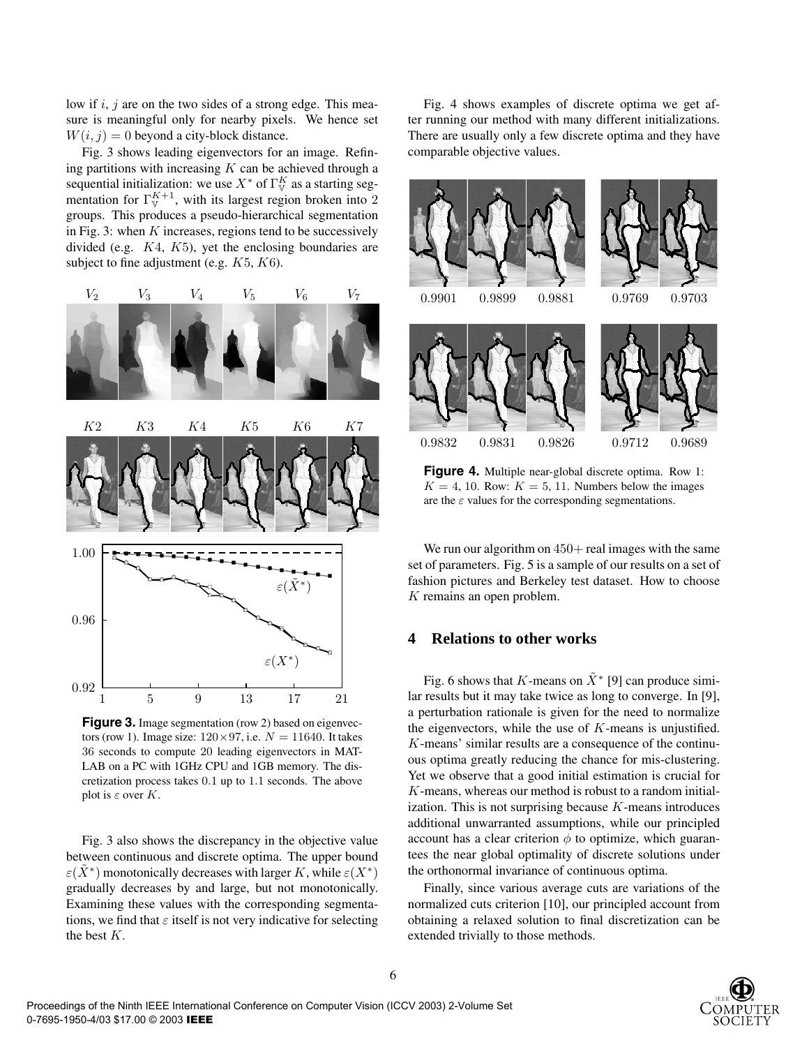low if $i$, $j$ are on the two sides of a strong edge. This measure is meaningful only for nearby pixels. We hence set $W(i,j) = 0$ beyond a city-block distance.

Fig. 3 shows leading eigenvectors for an image. Refining partitions with increasing $K$ can be achieved through a sequential initialization: we use $X^*$ of $\Gamma_{\mathbb{V}}^K$ as a starting segmentation for $\Gamma_{\mathbb{V}}^{K+1}$, with its largest region broken into 2 groups. This produces a pseudo-hierarchical segmentation in Fig. 3: when $K$ increases, regions tend to be successively divided (e.g. $K4$, $K5$), yet the enclosing boundaries are subject to fine adjustment (e.g. $K5$, $K6$).

**Figure 3.** Image segmentation (row 2) based on eigenvectors (row 1). Image size: $120 \times 97$, i.e. $N = 11640$. It takes 36 seconds to compute 20 leading eigenvectors in MATLAB on a PC with 1GHz CPU and 1GB memory. The discretization process takes 0.1 up to 1.1 seconds. The above plot is $\varepsilon$ over $K$.

Fig. 3 also shows the discrepancy in the objective value between continuous and discrete optima. The upper bound $\varepsilon(\tilde{X}^*)$ monotonically decreases with larger $K$, while $\varepsilon(X^*)$ gradually decreases by and large, but not monotonically. Examining these values with the corresponding segmentations, we find that $\varepsilon$ itself is not very indicative for selecting the best $K$.

Fig. 4 shows examples of discrete optima we get after running our method with many different initializations. There are usually only a few discrete optima and they have comparable objective values.

**Figure 4.** Multiple near-global discrete optima. Row 1: $K = 4, 10$. Row: $K = 5, 11$. Numbers below the images are the $\varepsilon$ values for the corresponding segmentations.

We run our algorithm on 450+ real images with the same set of parameters. Fig. 5 is a sample of our results on a set of fashion pictures and Berkeley test dataset. How to choose $K$ remains an open problem.

## 4 Relations to other works

Fig. 6 shows that $K$-means on $\tilde{X}^*$ [9] can produce similar results but it may take twice as long to converge. In [9], a perturbation rationale is given for the need to normalize the eigenvectors, while the use of $K$-means is unjustified. $K$-means' similar results are a consequence of the continuous optima greatly reducing the chance for mis-clustering. Yet we observe that a good initial estimation is crucial for $K$-means, whereas our method is robust to a random initialization. This is not surprising because $K$-means introduces additional unwarranted assumptions, while our principled account has a clear criterion $\phi$ to optimize, which guarantees the near global optimality of discrete solutions under the orthonormal invariance of continuous optima.

Finally, since various average cuts are variations of the normalized cuts criterion [10], our principled account from obtaining a relaxed solution to final discretization can be extended trivially to those methods.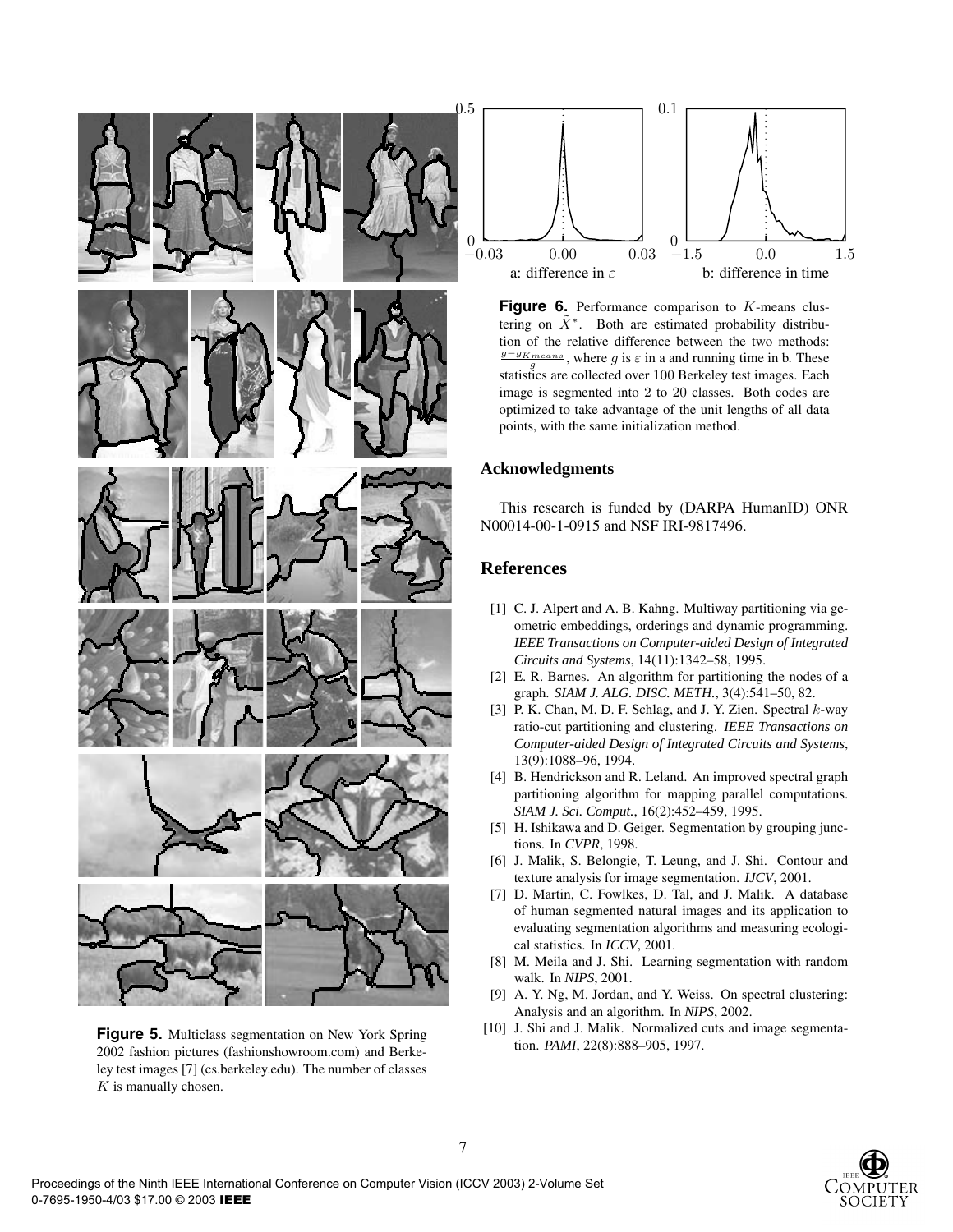0.5

0

−0.03 0.00 0.03

a: difference in $\varepsilon$

0.1

0

−1.5 0.0 1.5

b: difference in time

**Figure 6.** Performance comparison to $K$-means clustering on $\tilde{X}^*$. Both are estimated probability distribution of the relative difference between the two methods: $\frac{g - g_{Kmeans}}{g}$, where $g$ is $\varepsilon$ in a and running time in b. These statistics are collected over 100 Berkeley test images. Each image is segmented into 2 to 20 classes. Both codes are optimized to take advantage of the unit lengths of all data points, with the same initialization method.

**Figure 5.** Multiclass segmentation on New York Spring 2002 fashion pictures (fashionshowroom.com) and Berkeley test images [7] (cs.berkeley.edu). The number of classes $K$ is manually chosen.

## Acknowledgments

This research is funded by (DARPA HumanID) ONR N00014-00-1-0915 and NSF IRI-9817496.

## References

[1] C. J. Alpert and A. B. Kahng. Multiway partitioning via geometric embeddings, orderings and dynamic programming. *IEEE Transactions on Computer-aided Design of Integrated Circuits and Systems*, 14(11):1342–58, 1995.

[2] E. R. Barnes. An algorithm for partitioning the nodes of a graph. *SIAM J. ALG. DISC. METH.*, 3(4):541–50, 82.

[3] P. K. Chan, M. D. F. Schlag, and J. Y. Zien. Spectral $k$-way ratio-cut partitioning and clustering. *IEEE Transactions on Computer-aided Design of Integrated Circuits and Systems*, 13(9):1088–96, 1994.

[4] B. Hendrickson and R. Leland. An improved spectral graph partitioning algorithm for mapping parallel computations. *SIAM J. Sci. Comput.*, 16(2):452–459, 1995.

[5] H. Ishikawa and D. Geiger. Segmentation by grouping junctions. In *CVPR*, 1998.

[6] J. Malik, S. Belongie, T. Leung, and J. Shi. Contour and texture analysis for image segmentation. *IJCV*, 2001.

[7] D. Martin, C. Fowlkes, D. Tal, and J. Malik. A database of human segmented natural images and its application to evaluating segmentation algorithms and measuring ecological statistics. In *ICCV*, 2001.

[8] M. Meila and J. Shi. Learning segmentation with random walk. In *NIPS*, 2001.

[9] A. Y. Ng, M. Jordan, and Y. Weiss. On spectral clustering: Analysis and an algorithm. In *NIPS*, 2002.

[10] J. Shi and J. Malik. Normalized cuts and image segmentation. *PAMI*, 22(8):888–905, 1997.